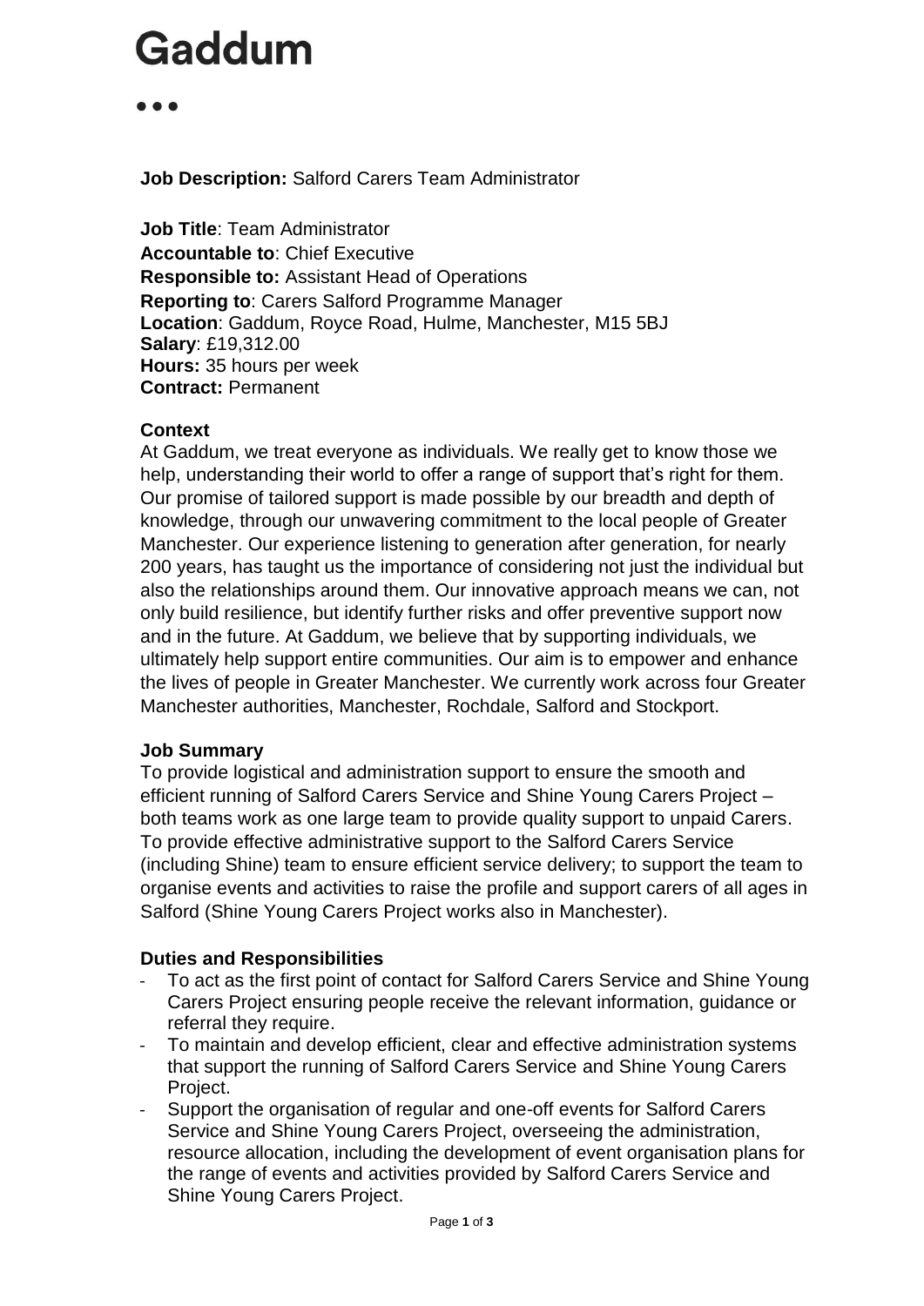# Gaddum

**Job Description:** Salford Carers Team Administrator

**Job Title**: Team Administrator
**Accountable to**: Chief Executive
**Responsible to:** Assistant Head of Operations
**Reporting to**: Carers Salford Programme Manager
**Location**: Gaddum, Royce Road, Hulme, Manchester, M15 5BJ
**Salary**: £19,312.00
**Hours:** 35 hours per week
**Contract:** Permanent

**Context**

At Gaddum, we treat everyone as individuals. We really get to know those we help, understanding their world to offer a range of support that's right for them. Our promise of tailored support is made possible by our breadth and depth of knowledge, through our unwavering commitment to the local people of Greater Manchester. Our experience listening to generation after generation, for nearly 200 years, has taught us the importance of considering not just the individual but also the relationships around them. Our innovative approach means we can, not only build resilience, but identify further risks and offer preventive support now and in the future. At Gaddum, we believe that by supporting individuals, we ultimately help support entire communities. Our aim is to empower and enhance the lives of people in Greater Manchester. We currently work across four Greater Manchester authorities, Manchester, Rochdale, Salford and Stockport.

**Job Summary**

To provide logistical and administration support to ensure the smooth and efficient running of Salford Carers Service and Shine Young Carers Project – both teams work as one large team to provide quality support to unpaid Carers. To provide effective administrative support to the Salford Carers Service (including Shine) team to ensure efficient service delivery; to support the team to organise events and activities to raise the profile and support carers of all ages in Salford (Shine Young Carers Project works also in Manchester).

**Duties and Responsibilities**

- To act as the first point of contact for Salford Carers Service and Shine Young Carers Project ensuring people receive the relevant information, guidance or referral they require.
- To maintain and develop efficient, clear and effective administration systems that support the running of Salford Carers Service and Shine Young Carers Project.
- Support the organisation of regular and one-off events for Salford Carers Service and Shine Young Carers Project, overseeing the administration, resource allocation, including the development of event organisation plans for the range of events and activities provided by Salford Carers Service and Shine Young Carers Project.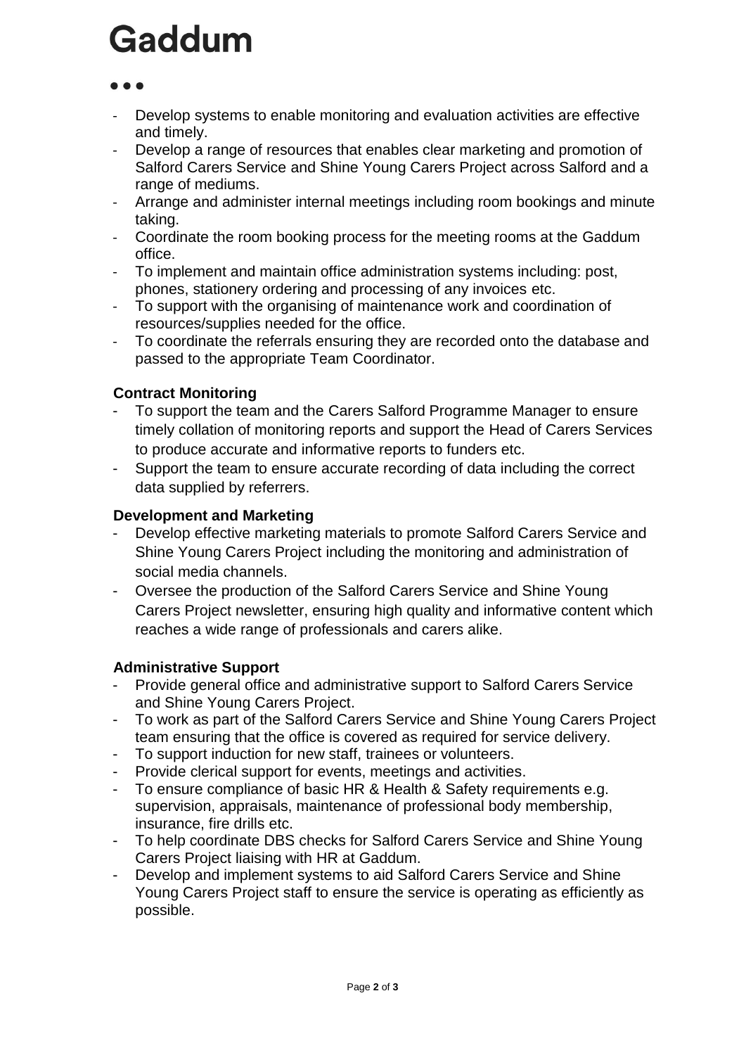- Develop systems to enable monitoring and evaluation activities are effective and timely.
- Develop a range of resources that enables clear marketing and promotion of Salford Carers Service and Shine Young Carers Project across Salford and a range of mediums.
- Arrange and administer internal meetings including room bookings and minute taking.
- Coordinate the room booking process for the meeting rooms at the Gaddum office.
- To implement and maintain office administration systems including: post, phones, stationery ordering and processing of any invoices etc.
- To support with the organising of maintenance work and coordination of resources/supplies needed for the office.
- To coordinate the referrals ensuring they are recorded onto the database and passed to the appropriate Team Coordinator.

**Contract Monitoring**

- To support the team and the Carers Salford Programme Manager to ensure timely collation of monitoring reports and support the Head of Carers Services to produce accurate and informative reports to funders etc.
- Support the team to ensure accurate recording of data including the correct data supplied by referrers.

**Development and Marketing**

- Develop effective marketing materials to promote Salford Carers Service and Shine Young Carers Project including the monitoring and administration of social media channels.
- Oversee the production of the Salford Carers Service and Shine Young Carers Project newsletter, ensuring high quality and informative content which reaches a wide range of professionals and carers alike.

**Administrative Support**

- Provide general office and administrative support to Salford Carers Service and Shine Young Carers Project.
- To work as part of the Salford Carers Service and Shine Young Carers Project team ensuring that the office is covered as required for service delivery.
- To support induction for new staff, trainees or volunteers.
- Provide clerical support for events, meetings and activities.
- To ensure compliance of basic HR & Health & Safety requirements e.g. supervision, appraisals, maintenance of professional body membership, insurance, fire drills etc.
- To help coordinate DBS checks for Salford Carers Service and Shine Young Carers Project liaising with HR at Gaddum.
- Develop and implement systems to aid Salford Carers Service and Shine Young Carers Project staff to ensure the service is operating as efficiently as possible.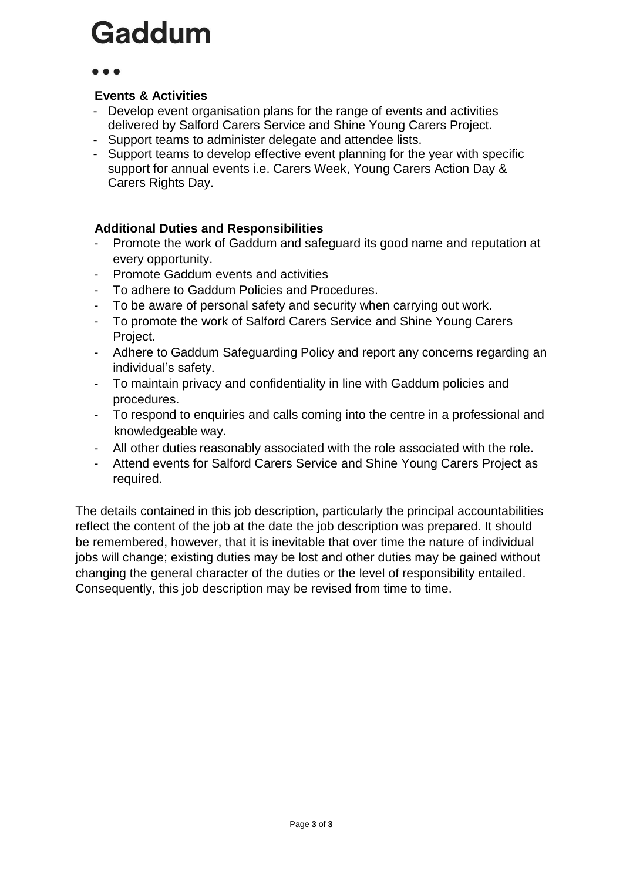**Events & Activities**

- Develop event organisation plans for the range of events and activities delivered by Salford Carers Service and Shine Young Carers Project.
- Support teams to administer delegate and attendee lists.
- Support teams to develop effective event planning for the year with specific support for annual events i.e. Carers Week, Young Carers Action Day & Carers Rights Day.

**Additional Duties and Responsibilities**

- Promote the work of Gaddum and safeguard its good name and reputation at every opportunity.
- Promote Gaddum events and activities
- To adhere to Gaddum Policies and Procedures.
- To be aware of personal safety and security when carrying out work.
- To promote the work of Salford Carers Service and Shine Young Carers Project.
- Adhere to Gaddum Safeguarding Policy and report any concerns regarding an individual's safety.
- To maintain privacy and confidentiality in line with Gaddum policies and procedures.
- To respond to enquiries and calls coming into the centre in a professional and knowledgeable way.
- All other duties reasonably associated with the role associated with the role.
- Attend events for Salford Carers Service and Shine Young Carers Project as required.

The details contained in this job description, particularly the principal accountabilities reflect the content of the job at the date the job description was prepared. It should be remembered, however, that it is inevitable that over time the nature of individual jobs will change; existing duties may be lost and other duties may be gained without changing the general character of the duties or the level of responsibility entailed. Consequently, this job description may be revised from time to time.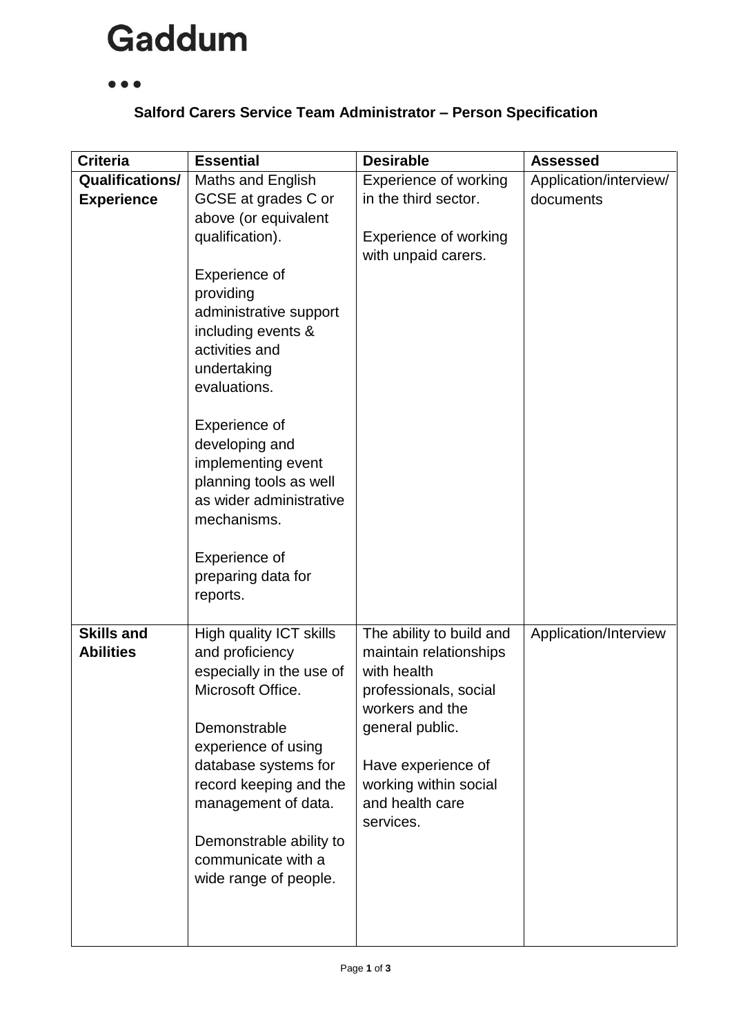# Gaddum

### Salford Carers Service Team Administrator – Person Specification

| Criteria | Essential | Desirable | Assessed |
|---|---|---|---|
| **Qualifications/ Experience** | Maths and English GCSE at grades C or above (or equivalent qualification).<br><br>Experience of providing administrative support including events & activities and undertaking evaluations.<br><br>Experience of developing and implementing event planning tools as well as wider administrative mechanisms.<br><br>Experience of preparing data for reports. | Experience of working in the third sector.<br><br>Experience of working with unpaid carers. | Application/interview/ documents |
| **Skills and Abilities** | High quality ICT skills and proficiency especially in the use of Microsoft Office.<br><br>Demonstrable experience of using database systems for record keeping and the management of data.<br><br>Demonstrable ability to communicate with a wide range of people. | The ability to build and maintain relationships with health professionals, social workers and the general public.<br><br>Have experience of working within social and health care services. | Application/Interview |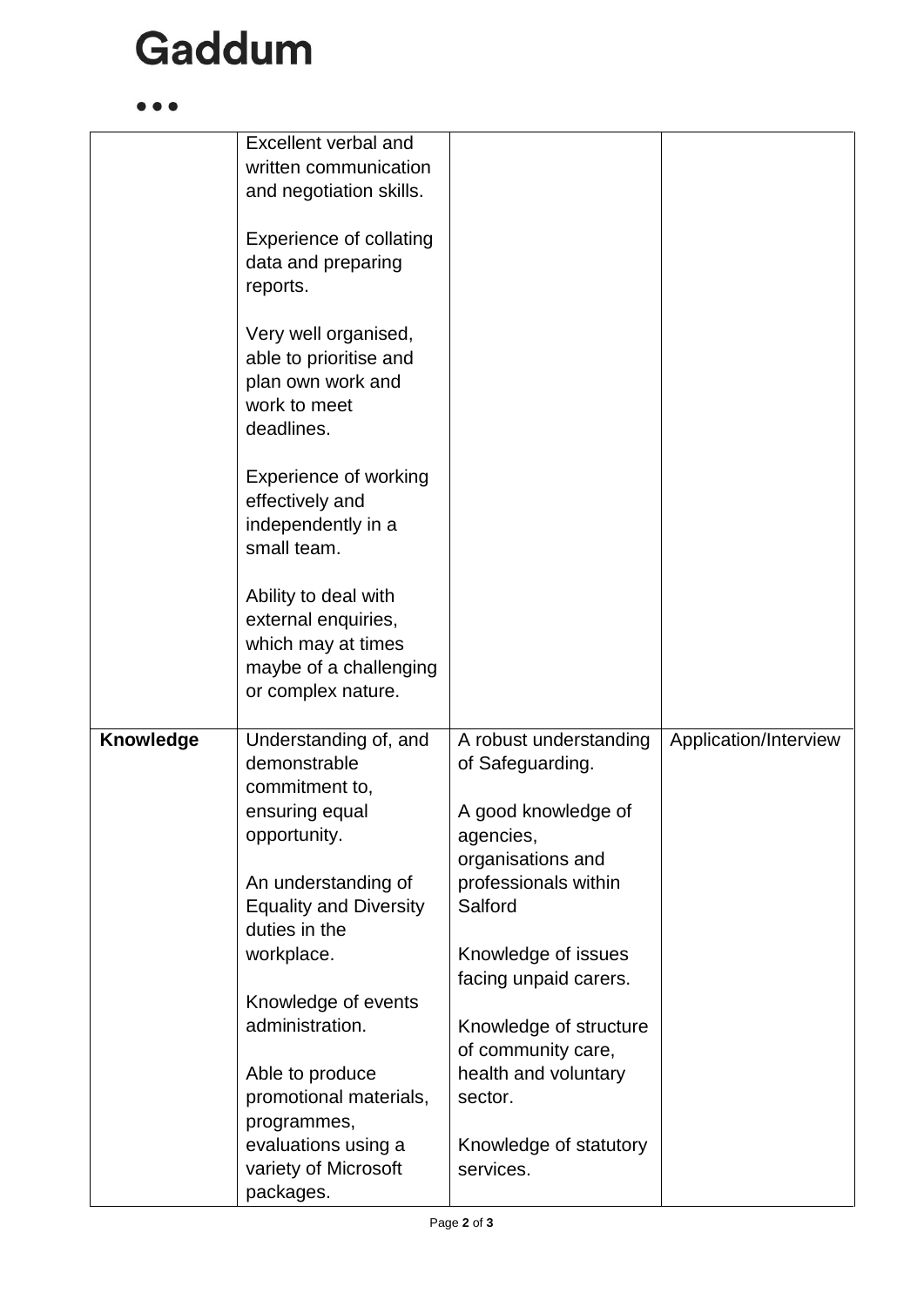# Gaddum

| | | | |
|---|---|---|---|
| | Excellent verbal and written communication and negotiation skills.<br><br>Experience of collating data and preparing reports.<br><br>Very well organised, able to prioritise and plan own work and work to meet deadlines.<br><br>Experience of working effectively and independently in a small team.<br><br>Ability to deal with external enquiries, which may at times maybe of a challenging or complex nature. | | |
| **Knowledge** | Understanding of, and demonstrable commitment to, ensuring equal opportunity.<br><br>An understanding of Equality and Diversity duties in the workplace.<br><br>Knowledge of events administration.<br><br>Able to produce promotional materials, programmes, evaluations using a variety of Microsoft packages. | A robust understanding of Safeguarding.<br><br>A good knowledge of agencies, organisations and professionals within Salford<br><br>Knowledge of issues facing unpaid carers.<br><br>Knowledge of structure of community care, health and voluntary sector.<br><br>Knowledge of statutory services. | Application/Interview |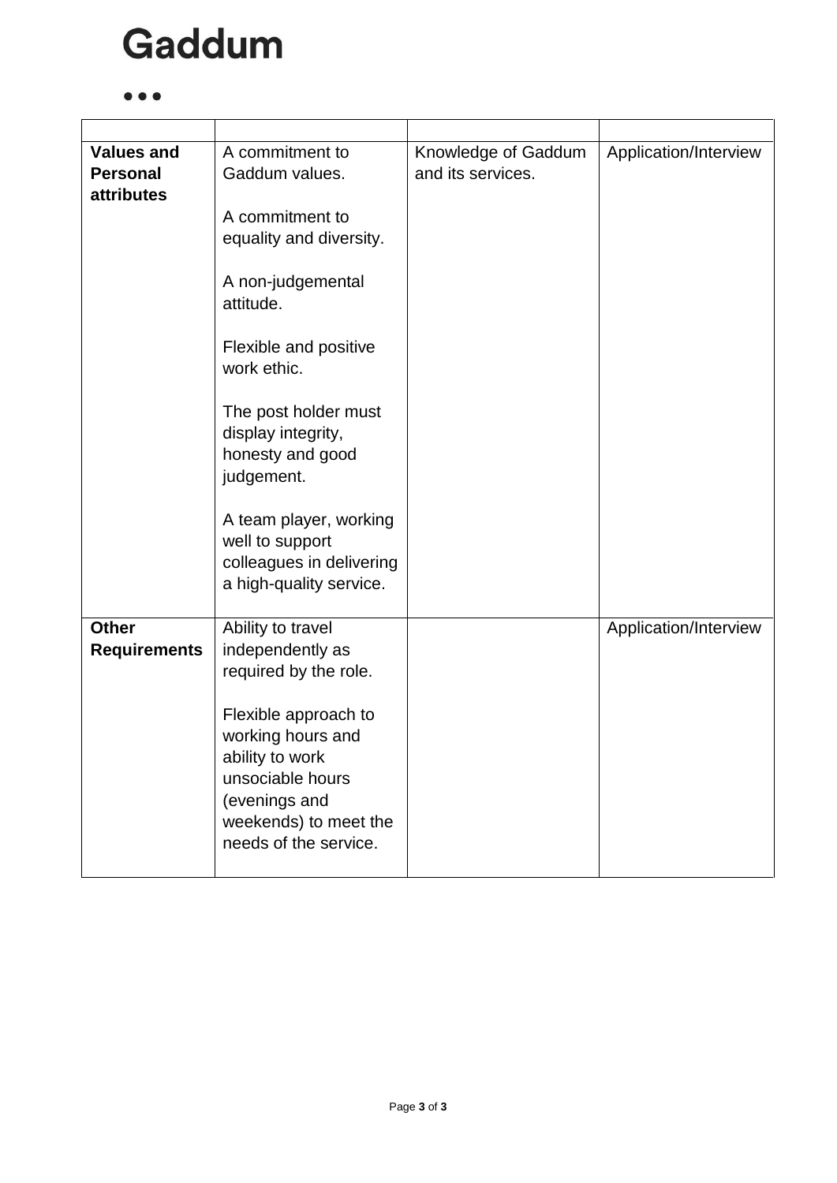Gaddum

| | | | |
|---|---|---|---|
| **Values and Personal attributes** | A commitment to Gaddum values.<br><br>A commitment to equality and diversity.<br><br>A non-judgemental attitude.<br><br>Flexible and positive work ethic.<br><br>The post holder must display integrity, honesty and good judgement.<br><br>A team player, working well to support colleagues in delivering a high-quality service. | Knowledge of Gaddum and its services. | Application/Interview |
| **Other Requirements** | Ability to travel independently as required by the role.<br><br>Flexible approach to working hours and ability to work unsociable hours (evenings and weekends) to meet the needs of the service. | | Application/Interview |